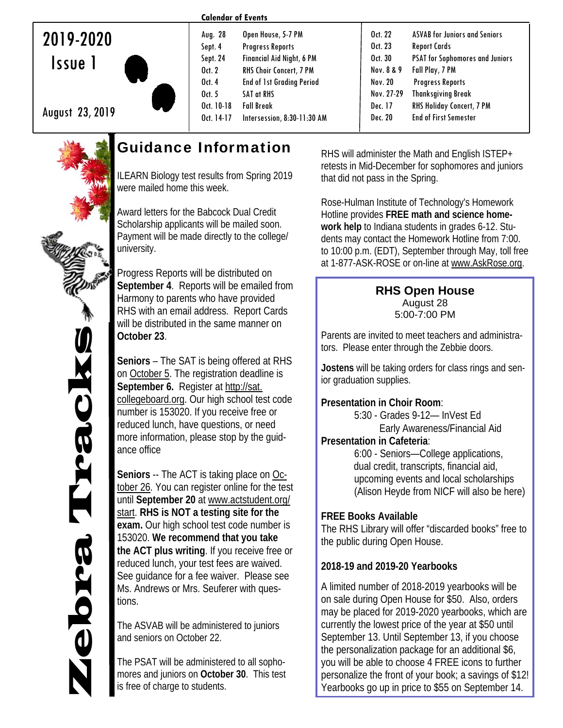# Zebra Tracks

**2019-2020**

**Issue 1**

August 23, 2019

## Calendar of Events

| | |
|---|---|
| Aug. 28 | Open House, 5-7 PM |
| Sept. 4 | Progress Reports |
| Sept. 24 | Financial Aid Night, 6 PM |
| Oct. 2 | RHS Choir Concert, 7 PM |
| Oct. 4 | End of 1st Grading Period |
| Oct. 5 | SAT at RHS |
| Oct. 10-18 | Fall Break |
| Oct. 14-17 | Intersession, 8:30-11:30 AM |
| Oct. 22 | ASVAB for Juniors and Seniors |
| Oct. 23 | Report Cards |
| Oct. 30 | PSAT for Sophomores and Juniors |
| Nov. 8 & 9 | Fall Play, 7 PM |
| Nov. 20 | Progress Reports |
| Nov. 27-29 | Thanksgiving Break |
| Dec. 17 | RHS Holiday Concert, 7 PM |
| Dec. 20 | End of First Semester |

## Guidance Information

ILEARN Biology test results from Spring 2019 were mailed home this week.

Award letters for the Babcock Dual Credit Scholarship applicants will be mailed soon. Payment will be made directly to the college/ university.

Progress Reports will be distributed on **September 4**. Reports will be emailed from Harmony to parents who have provided RHS with an email address. Report Cards will be distributed in the same manner on **October 23**.

**Seniors** – The SAT is being offered at RHS on October 5. The registration deadline is **September 6.** Register at http://sat.collegeboard.org. Our high school test code number is 153020. If you receive free or reduced lunch, have questions, or need more information, please stop by the guidance office

**Seniors** -- The ACT is taking place on October 26. You can register online for the test until **September 20** at www.actstudent.org/start. **RHS is NOT a testing site for the exam.** Our high school test code number is 153020. **We recommend that you take the ACT plus writing**. If you receive free or reduced lunch, your test fees are waived. See guidance for a fee waiver. Please see Ms. Andrews or Mrs. Seuferer with questions.

The ASVAB will be administered to juniors and seniors on October 22.

The PSAT will be administered to all sophomores and juniors on **October 30**. This test is free of charge to students.

RHS will administer the Math and English ISTEP+ retests in Mid-December for sophomores and juniors that did not pass in the Spring.

Rose-Hulman Institute of Technology's Homework Hotline provides **FREE math and science homework help** to Indiana students in grades 6-12. Students may contact the Homework Hotline from 7:00. to 10:00 p.m. (EDT), September through May, toll free at 1-877-ASK-ROSE or on-line at www.AskRose.org.

### RHS Open House

August 28
5:00-7:00 PM

Parents are invited to meet teachers and administrators. Please enter through the Zebbie doors.

**Jostens** will be taking orders for class rings and senior graduation supplies.

**Presentation in Choir Room**:
5:30 - Grades 9-12— InVest Ed
Early Awareness/Financial Aid

**Presentation in Cafeteria**:
6:00 - Seniors—College applications, dual credit, transcripts, financial aid, upcoming events and local scholarships (Alison Heyde from NICF will also be here)

**FREE Books Available**

The RHS Library will offer "discarded books" free to the public during Open House.

**2018-19 and 2019-20 Yearbooks**

A limited number of 2018-2019 yearbooks will be on sale during Open House for $50. Also, orders may be placed for 2019-2020 yearbooks, which are currently the lowest price of the year at $50 until September 13. Until September 13, if you choose the personalization package for an additional $6, you will be able to choose 4 FREE icons to further personalize the front of your book; a savings of $12! Yearbooks go up in price to $55 on September 14.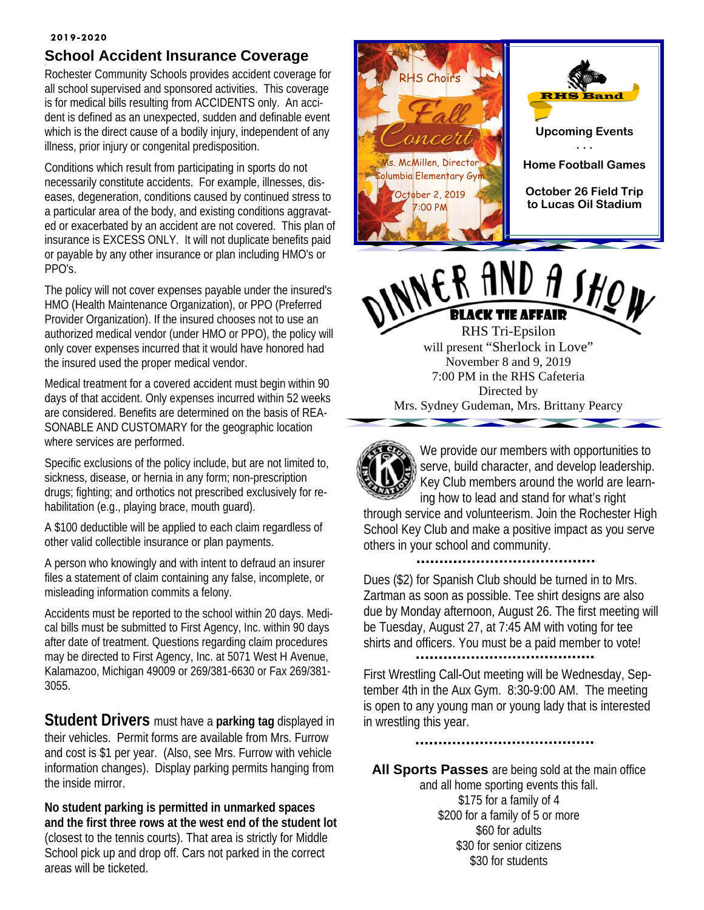2019-2020

## School Accident Insurance Coverage

Rochester Community Schools provides accident coverage for all school supervised and sponsored activities. This coverage is for medical bills resulting from ACCIDENTS only. An accident is defined as an unexpected, sudden and definable event which is the direct cause of a bodily injury, independent of any illness, prior injury or congenital predisposition.

Conditions which result from participating in sports do not necessarily constitute accidents. For example, illnesses, diseases, degeneration, conditions caused by continued stress to a particular area of the body, and existing conditions aggravated or exacerbated by an accident are not covered. This plan of insurance is EXCESS ONLY. It will not duplicate benefits paid or payable by any other insurance or plan including HMO's or PPO's.

The policy will not cover expenses payable under the insured's HMO (Health Maintenance Organization), or PPO (Preferred Provider Organization). If the insured chooses not to use an authorized medical vendor (under HMO or PPO), the policy will only cover expenses incurred that it would have honored had the insured used the proper medical vendor.

Medical treatment for a covered accident must begin within 90 days of that accident. Only expenses incurred within 52 weeks are considered. Benefits are determined on the basis of REASONABLE AND CUSTOMARY for the geographic location where services are performed.

Specific exclusions of the policy include, but are not limited to, sickness, disease, or hernia in any form; non-prescription drugs; fighting; and orthotics not prescribed exclusively for rehabilitation (e.g., playing brace, mouth guard).

A $100 deductible will be applied to each claim regardless of other valid collectible insurance or plan payments.

A person who knowingly and with intent to defraud an insurer files a statement of claim containing any false, incomplete, or misleading information commits a felony.

Accidents must be reported to the school within 20 days. Medical bills must be submitted to First Agency, Inc. within 90 days after date of treatment. Questions regarding claim procedures may be directed to First Agency, Inc. at 5071 West H Avenue, Kalamazoo, Michigan 49009 or 269/381-6630 or Fax 269/381-3055.

**Student Drivers** must have a **parking tag** displayed in their vehicles. Permit forms are available from Mrs. Furrow and cost is $1 per year. (Also, see Mrs. Furrow with vehicle information changes). Display parking permits hanging from the inside mirror.

**No student parking is permitted in unmarked spaces and the first three rows at the west end of the student lot** (closest to the tennis courts). That area is strictly for Middle School pick up and drop off. Cars not parked in the correct areas will be ticketed.

RHS Choirs

Fall Concert

Ms. McMillen, Director
Columbia Elementary Gym
October 2, 2019
7:00 PM

RHS Band

**Upcoming Events**

. . .

**Home Football Games**

**October 26 Field Trip to Lucas Oil Stadium**

## DINNER AND A SHOW

**BLACK TIE AFFAIR**

RHS Tri-Epsilon
will present "Sherlock in Love"
November 8 and 9, 2019
7:00 PM in the RHS Cafeteria
Directed by
Mrs. Sydney Gudeman, Mrs. Brittany Pearcy

We provide our members with opportunities to serve, build character, and develop leadership. Key Club members around the world are learning how to lead and stand for what's right through service and volunteerism. Join the Rochester High School Key Club and make a positive impact as you serve others in your school and community.

Dues ($2) for Spanish Club should be turned in to Mrs. Zartman as soon as possible. Tee shirt designs are also due by Monday afternoon, August 26. The first meeting will be Tuesday, August 27, at 7:45 AM with voting for tee shirts and officers. You must be a paid member to vote!

First Wrestling Call-Out meeting will be Wednesday, September 4th in the Aux Gym. 8:30-9:00 AM. The meeting is open to any young man or young lady that is interested in wrestling this year.

**All Sports Passes** are being sold at the main office and all home sporting events this fall.
$175 for a family of 4
$200 for a family of 5 or more
$60 for adults
$30 for senior citizens
$30 for students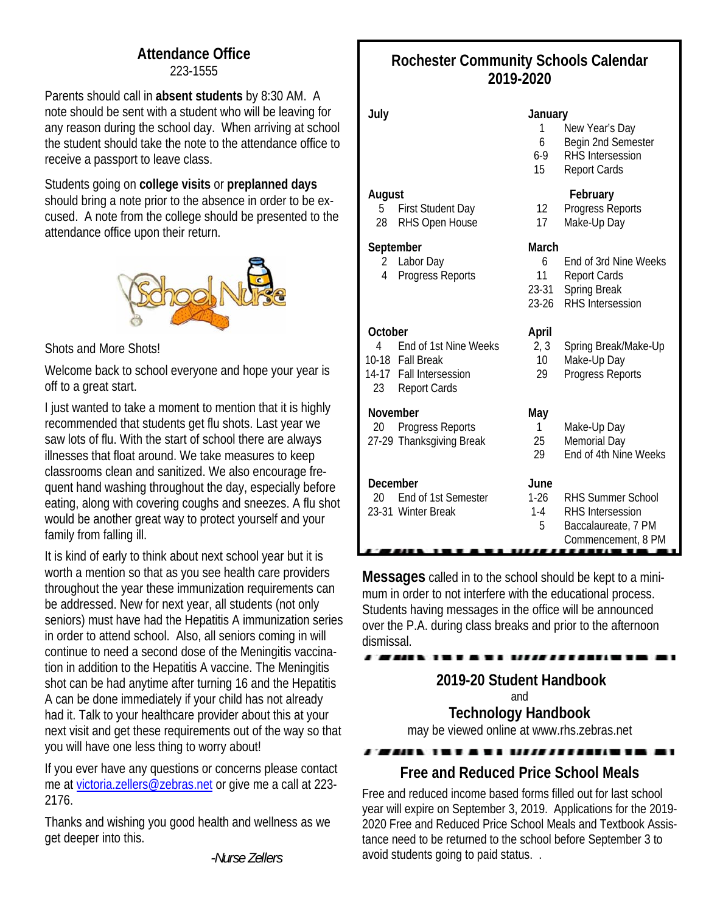## Attendance Office

223-1555

Parents should call in **absent students** by 8:30 AM. A note should be sent with a student who will be leaving for any reason during the school day. When arriving at school the student should take the note to the attendance office to receive a passport to leave class.

Students going on **college visits** or **preplanned days** should bring a note prior to the absence in order to be excused. A note from the college should be presented to the attendance office upon their return.

Shots and More Shots!

Welcome back to school everyone and hope your year is off to a great start.

I just wanted to take a moment to mention that it is highly recommended that students get flu shots. Last year we saw lots of flu. With the start of school there are always illnesses that float around. We take measures to keep classrooms clean and sanitized. We also encourage frequent hand washing throughout the day, especially before eating, along with covering coughs and sneezes. A flu shot would be another great way to protect yourself and your family from falling ill.

It is kind of early to think about next school year but it is worth a mention so that as you see health care providers throughout the year these immunization requirements can be addressed. New for next year, all students (not only seniors) must have had the Hepatitis A immunization series in order to attend school. Also, all seniors coming in will continue to need a second dose of the Meningitis vaccination in addition to the Hepatitis A vaccine. The Meningitis shot can be had anytime after turning 16 and the Hepatitis A can be done immediately if your child has not already had it. Talk to your healthcare provider about this at your next visit and get these requirements out of the way so that you will have one less thing to worry about!

If you ever have any questions or concerns please contact me at victoria.zellers@zebras.net or give me a call at 223-2176.

Thanks and wishing you good health and wellness as we get deeper into this.

*-Nurse Zellers*

## Rochester Community Schools Calendar 2019-2020

**July**

**August**
- 5 First Student Day
- 28 RHS Open House

**September**
- 2 Labor Day
- 4 Progress Reports

**October**
- 4 End of 1st Nine Weeks
- 10-18 Fall Break
- 14-17 Fall Intersession
- 23 Report Cards

**November**
- 20 Progress Reports
- 27-29 Thanksgiving Break

**December**
- 20 End of 1st Semester
- 23-31 Winter Break

**January**
- 1 New Year's Day
- 6 Begin 2nd Semester
- 6-9 RHS Intersession
- 15 Report Cards

**February**
- 12 Progress Reports
- 17 Make-Up Day

**March**
- 6 End of 3rd Nine Weeks
- 11 Report Cards
- 23-31 Spring Break
- 23-26 RHS Intersession

**April**
- 2, 3 Spring Break/Make-Up
- 10 Make-Up Day
- 29 Progress Reports

**May**
- 1 Make-Up Day
- 25 Memorial Day
- 29 End of 4th Nine Weeks

**June**
- 1-26 RHS Summer School
- 1-4 RHS Intersession
- 5 Baccalaureate, 7 PM; Commencement, 8 PM

**Messages** called in to the school should be kept to a minimum in order to not interfere with the educational process. Students having messages in the office will be announced over the P.A. during class breaks and prior to the afternoon dismissal.

## 2019-20 Student Handbook
and
## Technology Handbook
may be viewed online at www.rhs.zebras.net

## Free and Reduced Price School Meals

Free and reduced income based forms filled out for last school year will expire on September 3, 2019. Applications for the 2019-2020 Free and Reduced Price School Meals and Textbook Assistance need to be returned to the school before September 3 to avoid students going to paid status. .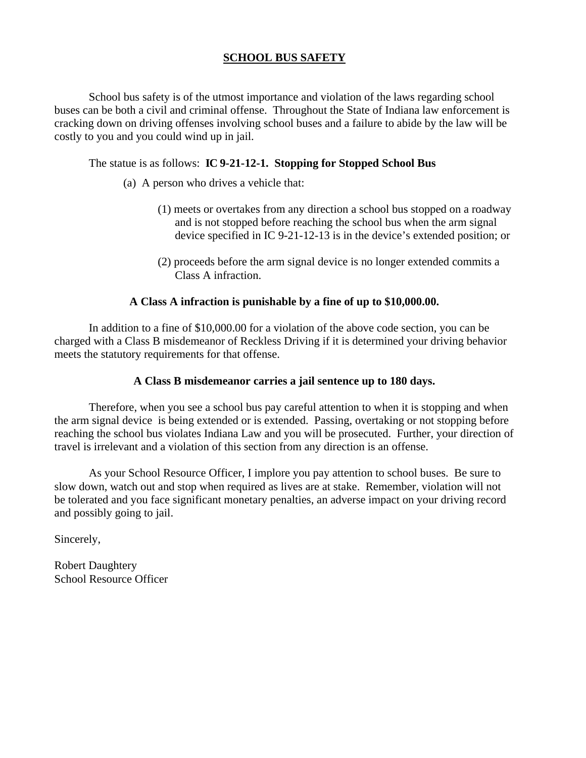# <u>SCHOOL BUS SAFETY</u>

School bus safety is of the utmost importance and violation of the laws regarding school buses can be both a civil and criminal offense. Throughout the State of Indiana law enforcement is cracking down on driving offenses involving school buses and a failure to abide by the law will be costly to you and you could wind up in jail.

The statue is as follows: **IC 9-21-12-1. Stopping for Stopped School Bus**

(a) A person who drives a vehicle that:

(1) meets or overtakes from any direction a school bus stopped on a roadway and is not stopped before reaching the school bus when the arm signal device specified in IC 9-21-12-13 is in the device's extended position; or

(2) proceeds before the arm signal device is no longer extended commits a Class A infraction.

**A Class A infraction is punishable by a fine of up to $10,000.00.**

In addition to a fine of $10,000.00 for a violation of the above code section, you can be charged with a Class B misdemeanor of Reckless Driving if it is determined your driving behavior meets the statutory requirements for that offense.

**A Class B misdemeanor carries a jail sentence up to 180 days.**

Therefore, when you see a school bus pay careful attention to when it is stopping and when the arm signal device is being extended or is extended. Passing, overtaking or not stopping before reaching the school bus violates Indiana Law and you will be prosecuted. Further, your direction of travel is irrelevant and a violation of this section from any direction is an offense.

As your School Resource Officer, I implore you pay attention to school buses. Be sure to slow down, watch out and stop when required as lives are at stake. Remember, violation will not be tolerated and you face significant monetary penalties, an adverse impact on your driving record and possibly going to jail.

Sincerely,

Robert Daughtery
School Resource Officer